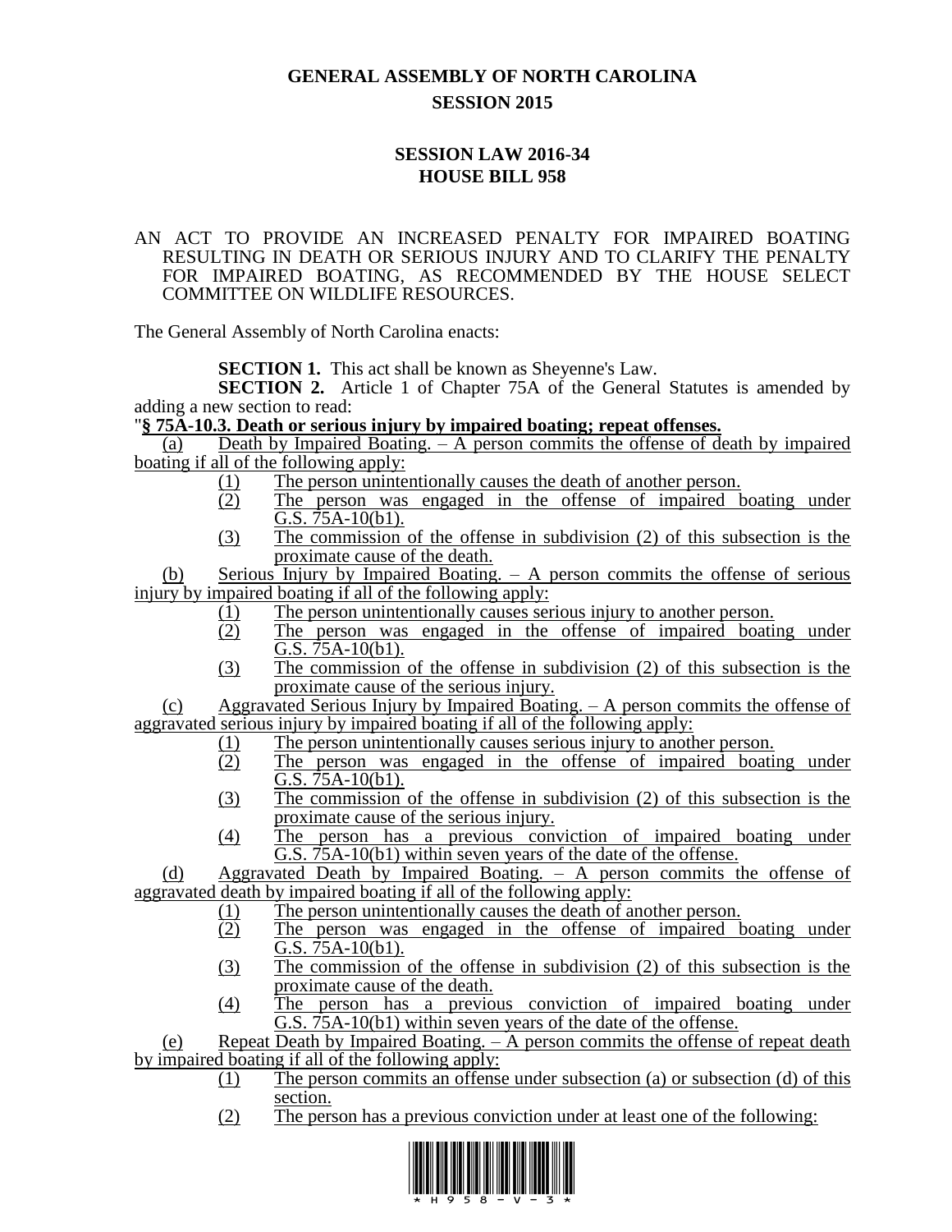# GENERAL ASSEMBLY OF NORTH CAROLINA
## SESSION 2015

## SESSION LAW 2016-34
## HOUSE BILL 958

AN ACT TO PROVIDE AN INCREASED PENALTY FOR IMPAIRED BOATING RESULTING IN DEATH OR SERIOUS INJURY AND TO CLARIFY THE PENALTY FOR IMPAIRED BOATING, AS RECOMMENDED BY THE HOUSE SELECT COMMITTEE ON WILDLIFE RESOURCES.

The General Assembly of North Carolina enacts:

**SECTION 1.** This act shall be known as Sheyenne's Law.

**SECTION 2.** Article 1 of Chapter 75A of the General Statutes is amended by adding a new section to read:

"**§ 75A-10.3. Death or serious injury by impaired boating; repeat offenses.**

(a) Death by Impaired Boating. – A person commits the offense of death by impaired boating if all of the following apply:

(1) The person unintentionally causes the death of another person.

(2) The person was engaged in the offense of impaired boating under G.S. 75A-10(b1).

(3) The commission of the offense in subdivision (2) of this subsection is the proximate cause of the death.

(b) Serious Injury by Impaired Boating. – A person commits the offense of serious injury by impaired boating if all of the following apply:

(1) The person unintentionally causes serious injury to another person.

(2) The person was engaged in the offense of impaired boating under G.S. 75A-10(b1).

(3) The commission of the offense in subdivision (2) of this subsection is the proximate cause of the serious injury.

(c) Aggravated Serious Injury by Impaired Boating. – A person commits the offense of aggravated serious injury by impaired boating if all of the following apply:

(1) The person unintentionally causes serious injury to another person.

(2) The person was engaged in the offense of impaired boating under G.S. 75A-10(b1).

(3) The commission of the offense in subdivision (2) of this subsection is the proximate cause of the serious injury.

(4) The person has a previous conviction of impaired boating under G.S. 75A-10(b1) within seven years of the date of the offense.

(d) Aggravated Death by Impaired Boating. – A person commits the offense of aggravated death by impaired boating if all of the following apply:

(1) The person unintentionally causes the death of another person.

(2) The person was engaged in the offense of impaired boating under G.S. 75A-10(b1).

(3) The commission of the offense in subdivision (2) of this subsection is the proximate cause of the death.

(4) The person has a previous conviction of impaired boating under G.S. 75A-10(b1) within seven years of the date of the offense.

(e) Repeat Death by Impaired Boating. – A person commits the offense of repeat death by impaired boating if all of the following apply:

(1) The person commits an offense under subsection (a) or subsection (d) of this section.

(2) The person has a previous conviction under at least one of the following: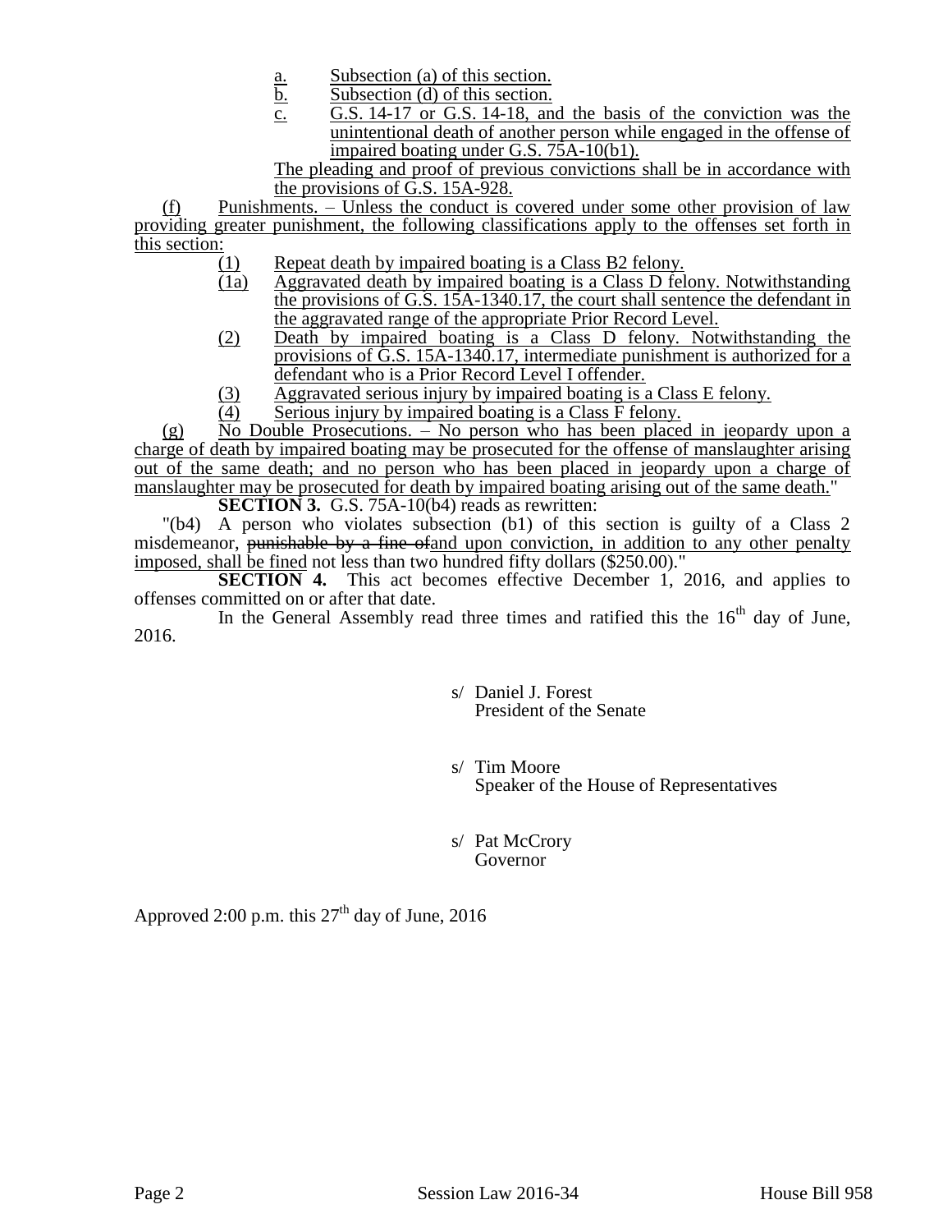a. Subsection (a) of this section.

b. Subsection (d) of this section.

c. G.S. 14-17 or G.S. 14-18, and the basis of the conviction was the unintentional death of another person while engaged in the offense of impaired boating under G.S. 75A-10(b1).

The pleading and proof of previous convictions shall be in accordance with the provisions of G.S. 15A-928.

(f) Punishments. – Unless the conduct is covered under some other provision of law providing greater punishment, the following classifications apply to the offenses set forth in this section:

(1) Repeat death by impaired boating is a Class B2 felony.

(1a) Aggravated death by impaired boating is a Class D felony. Notwithstanding the provisions of G.S. 15A-1340.17, the court shall sentence the defendant in the aggravated range of the appropriate Prior Record Level.

(2) Death by impaired boating is a Class D felony. Notwithstanding the provisions of G.S. 15A-1340.17, intermediate punishment is authorized for a defendant who is a Prior Record Level I offender.

(3) Aggravated serious injury by impaired boating is a Class E felony.

(4) Serious injury by impaired boating is a Class F felony.

(g) No Double Prosecutions. – No person who has been placed in jeopardy upon a charge of death by impaired boating may be prosecuted for the offense of manslaughter arising out of the same death; and no person who has been placed in jeopardy upon a charge of manslaughter may be prosecuted for death by impaired boating arising out of the same death."

**SECTION 3.** G.S. 75A-10(b4) reads as rewritten:

"(b4) A person who violates subsection (b1) of this section is guilty of a Class 2 misdemeanor, ~~punishable by a fine of~~and upon conviction, in addition to any other penalty imposed, shall be fined not less than two hundred fifty dollars ($250.00)."

**SECTION 4.** This act becomes effective December 1, 2016, and applies to offenses committed on or after that date.

In the General Assembly read three times and ratified this the 16th day of June, 2016.

s/ Daniel J. Forest
President of the Senate

s/ Tim Moore
Speaker of the House of Representatives

s/ Pat McCrory
Governor

Approved 2:00 p.m. this 27th day of June, 2016